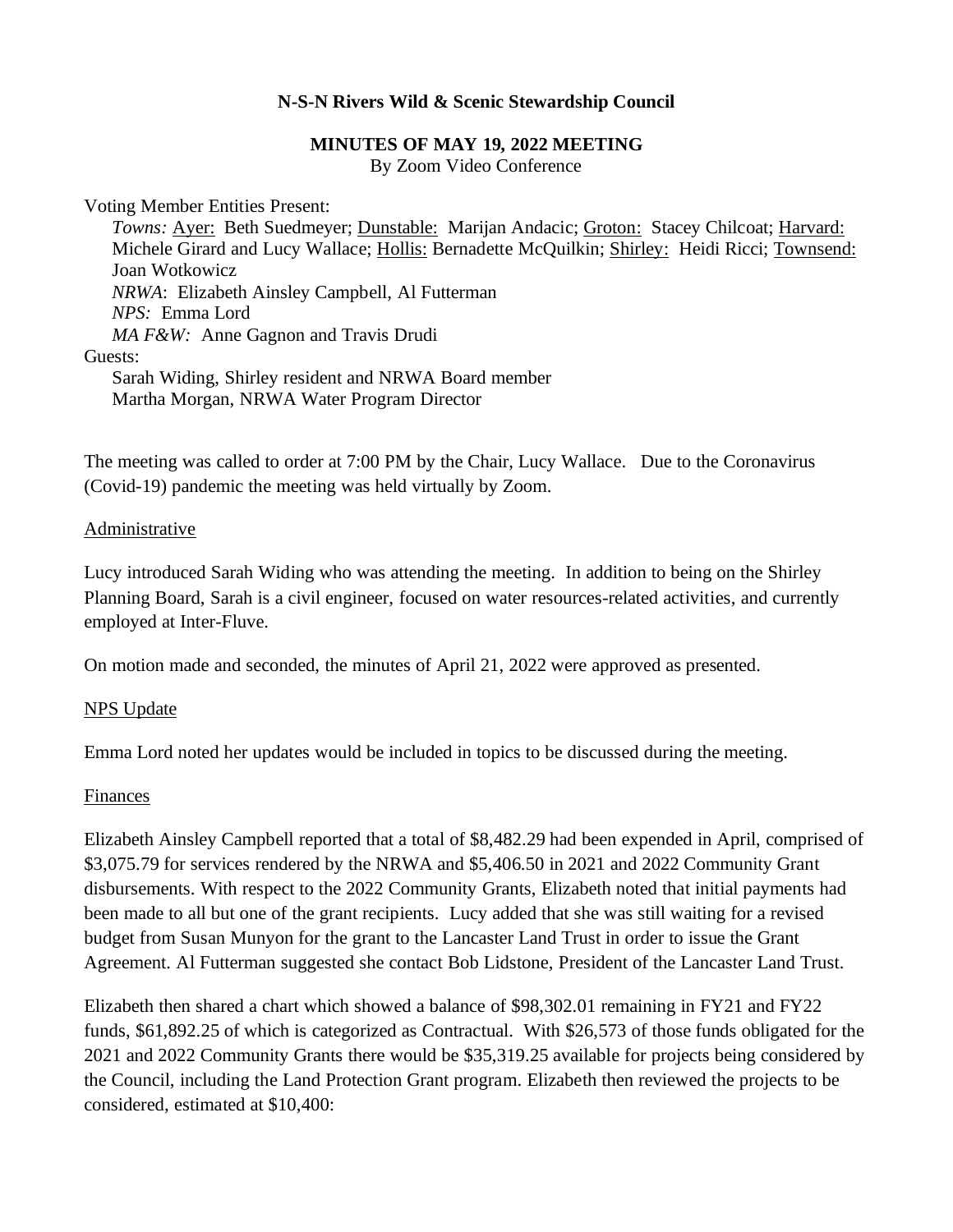**N-S-N Rivers Wild & Scenic Stewardship Council**

**MINUTES OF MAY 19, 2022 MEETING**
By Zoom Video Conference

Voting Member Entities Present:

*Towns:* Ayer: Beth Suedmeyer; Dunstable: Marijan Andacic; Groton: Stacey Chilcoat; Harvard: Michele Girard and Lucy Wallace; Hollis: Bernadette McQuilkin; Shirley: Heidi Ricci; Townsend: Joan Wotkowicz
*NRWA*: Elizabeth Ainsley Campbell, Al Futterman
*NPS:* Emma Lord
*MA F&W:* Anne Gagnon and Travis Drudi

Guests:

Sarah Widing, Shirley resident and NRWA Board member
Martha Morgan, NRWA Water Program Director

The meeting was called to order at 7:00 PM by the Chair, Lucy Wallace. Due to the Coronavirus (Covid-19) pandemic the meeting was held virtually by Zoom.

Administrative

Lucy introduced Sarah Widing who was attending the meeting. In addition to being on the Shirley Planning Board, Sarah is a civil engineer, focused on water resources-related activities, and currently employed at Inter-Fluve.

On motion made and seconded, the minutes of April 21, 2022 were approved as presented.

NPS Update

Emma Lord noted her updates would be included in topics to be discussed during the meeting.

Finances

Elizabeth Ainsley Campbell reported that a total of $8,482.29 had been expended in April, comprised of $3,075.79 for services rendered by the NRWA and $5,406.50 in 2021 and 2022 Community Grant disbursements. With respect to the 2022 Community Grants, Elizabeth noted that initial payments had been made to all but one of the grant recipients. Lucy added that she was still waiting for a revised budget from Susan Munyon for the grant to the Lancaster Land Trust in order to issue the Grant Agreement. Al Futterman suggested she contact Bob Lidstone, President of the Lancaster Land Trust.

Elizabeth then shared a chart which showed a balance of $98,302.01 remaining in FY21 and FY22 funds, $61,892.25 of which is categorized as Contractual. With $26,573 of those funds obligated for the 2021 and 2022 Community Grants there would be $35,319.25 available for projects being considered by the Council, including the Land Protection Grant program. Elizabeth then reviewed the projects to be considered, estimated at $10,400: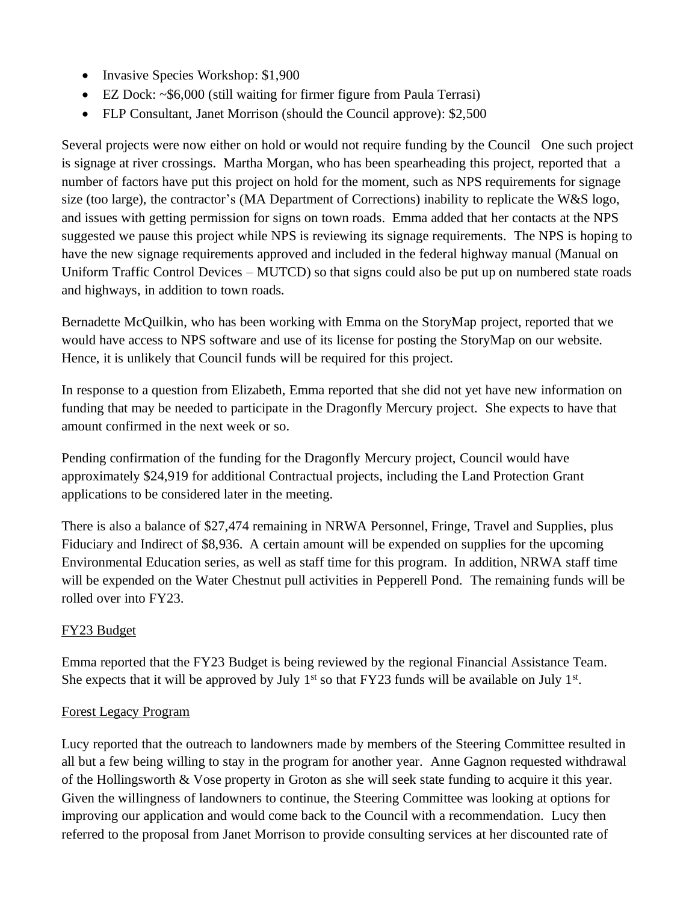- Invasive Species Workshop: $1,900
- EZ Dock: ~$6,000 (still waiting for firmer figure from Paula Terrasi)
- FLP Consultant, Janet Morrison (should the Council approve): $2,500

Several projects were now either on hold or would not require funding by the Council One such project is signage at river crossings. Martha Morgan, who has been spearheading this project, reported that a number of factors have put this project on hold for the moment, such as NPS requirements for signage size (too large), the contractor's (MA Department of Corrections) inability to replicate the W&S logo, and issues with getting permission for signs on town roads. Emma added that her contacts at the NPS suggested we pause this project while NPS is reviewing its signage requirements. The NPS is hoping to have the new signage requirements approved and included in the federal highway manual (Manual on Uniform Traffic Control Devices – MUTCD) so that signs could also be put up on numbered state roads and highways, in addition to town roads.

Bernadette McQuilkin, who has been working with Emma on the StoryMap project, reported that we would have access to NPS software and use of its license for posting the StoryMap on our website. Hence, it is unlikely that Council funds will be required for this project.

In response to a question from Elizabeth, Emma reported that she did not yet have new information on funding that may be needed to participate in the Dragonfly Mercury project. She expects to have that amount confirmed in the next week or so.

Pending confirmation of the funding for the Dragonfly Mercury project, Council would have approximately $24,919 for additional Contractual projects, including the Land Protection Grant applications to be considered later in the meeting.

There is also a balance of $27,474 remaining in NRWA Personnel, Fringe, Travel and Supplies, plus Fiduciary and Indirect of $8,936. A certain amount will be expended on supplies for the upcoming Environmental Education series, as well as staff time for this program. In addition, NRWA staff time will be expended on the Water Chestnut pull activities in Pepperell Pond. The remaining funds will be rolled over into FY23.

<u>FY23 Budget</u>

Emma reported that the FY23 Budget is being reviewed by the regional Financial Assistance Team. She expects that it will be approved by July 1st so that FY23 funds will be available on July 1st.

<u>Forest Legacy Program</u>

Lucy reported that the outreach to landowners made by members of the Steering Committee resulted in all but a few being willing to stay in the program for another year. Anne Gagnon requested withdrawal of the Hollingsworth & Vose property in Groton as she will seek state funding to acquire it this year. Given the willingness of landowners to continue, the Steering Committee was looking at options for improving our application and would come back to the Council with a recommendation. Lucy then referred to the proposal from Janet Morrison to provide consulting services at her discounted rate of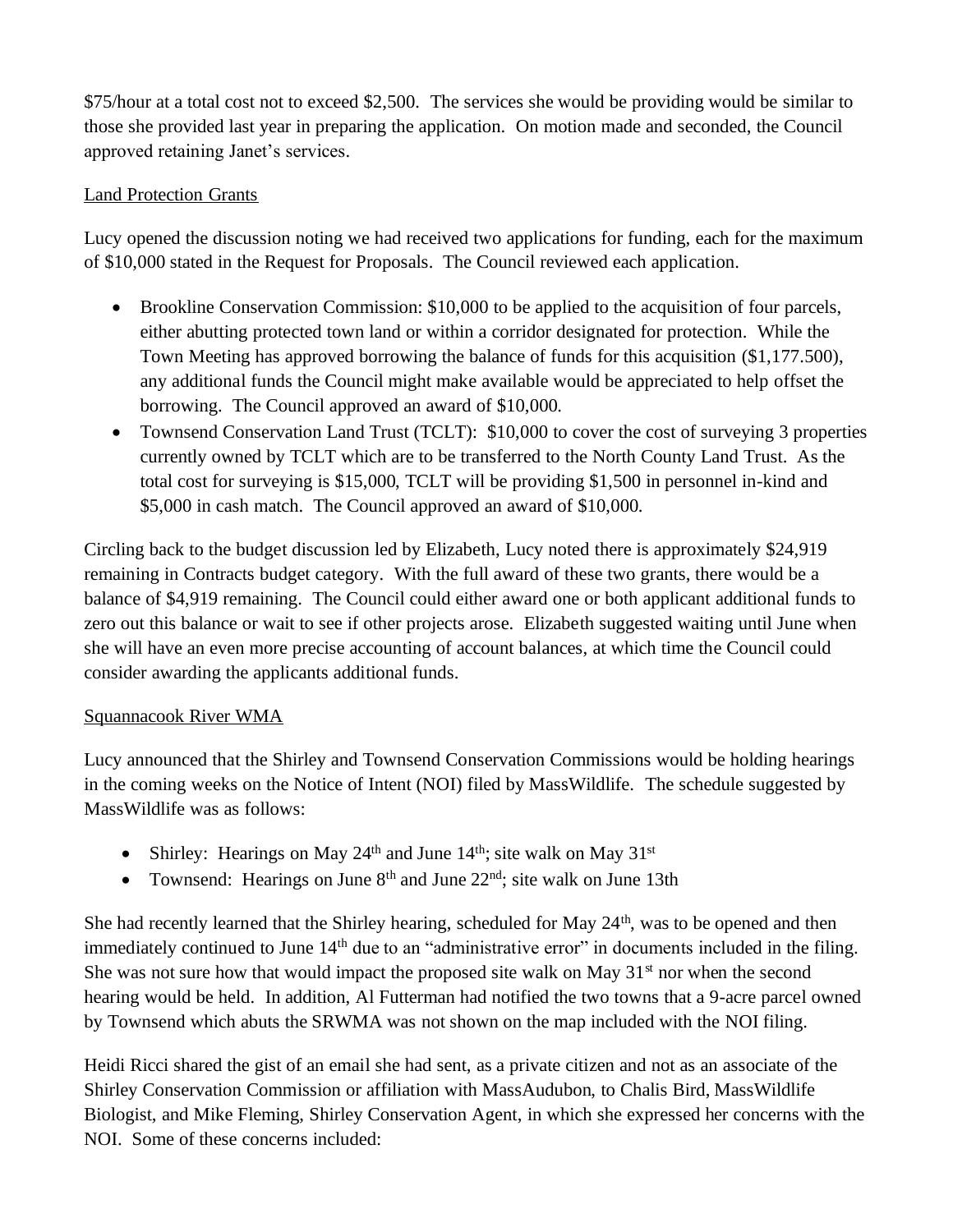$75/hour at a total cost not to exceed $2,500. The services she would be providing would be similar to those she provided last year in preparing the application. On motion made and seconded, the Council approved retaining Janet's services.

Land Protection Grants

Lucy opened the discussion noting we had received two applications for funding, each for the maximum of $10,000 stated in the Request for Proposals. The Council reviewed each application.

- Brookline Conservation Commission: $10,000 to be applied to the acquisition of four parcels, either abutting protected town land or within a corridor designated for protection. While the Town Meeting has approved borrowing the balance of funds for this acquisition ($1,177.500), any additional funds the Council might make available would be appreciated to help offset the borrowing. The Council approved an award of $10,000.
- Townsend Conservation Land Trust (TCLT): $10,000 to cover the cost of surveying 3 properties currently owned by TCLT which are to be transferred to the North County Land Trust. As the total cost for surveying is $15,000, TCLT will be providing $1,500 in personnel in-kind and $5,000 in cash match. The Council approved an award of $10,000.

Circling back to the budget discussion led by Elizabeth, Lucy noted there is approximately $24,919 remaining in Contracts budget category. With the full award of these two grants, there would be a balance of $4,919 remaining. The Council could either award one or both applicant additional funds to zero out this balance or wait to see if other projects arose. Elizabeth suggested waiting until June when she will have an even more precise accounting of account balances, at which time the Council could consider awarding the applicants additional funds.

Squannacook River WMA

Lucy announced that the Shirley and Townsend Conservation Commissions would be holding hearings in the coming weeks on the Notice of Intent (NOI) filed by MassWildlife. The schedule suggested by MassWildlife was as follows:

- Shirley: Hearings on May 24th and June 14th; site walk on May 31st
- Townsend: Hearings on June 8th and June 22nd; site walk on June 13th

She had recently learned that the Shirley hearing, scheduled for May 24th, was to be opened and then immediately continued to June 14th due to an "administrative error" in documents included in the filing. She was not sure how that would impact the proposed site walk on May 31st nor when the second hearing would be held. In addition, Al Futterman had notified the two towns that a 9-acre parcel owned by Townsend which abuts the SRWMA was not shown on the map included with the NOI filing.

Heidi Ricci shared the gist of an email she had sent, as a private citizen and not as an associate of the Shirley Conservation Commission or affiliation with MassAudubon, to Chalis Bird, MassWildlife Biologist, and Mike Fleming, Shirley Conservation Agent, in which she expressed her concerns with the NOI. Some of these concerns included: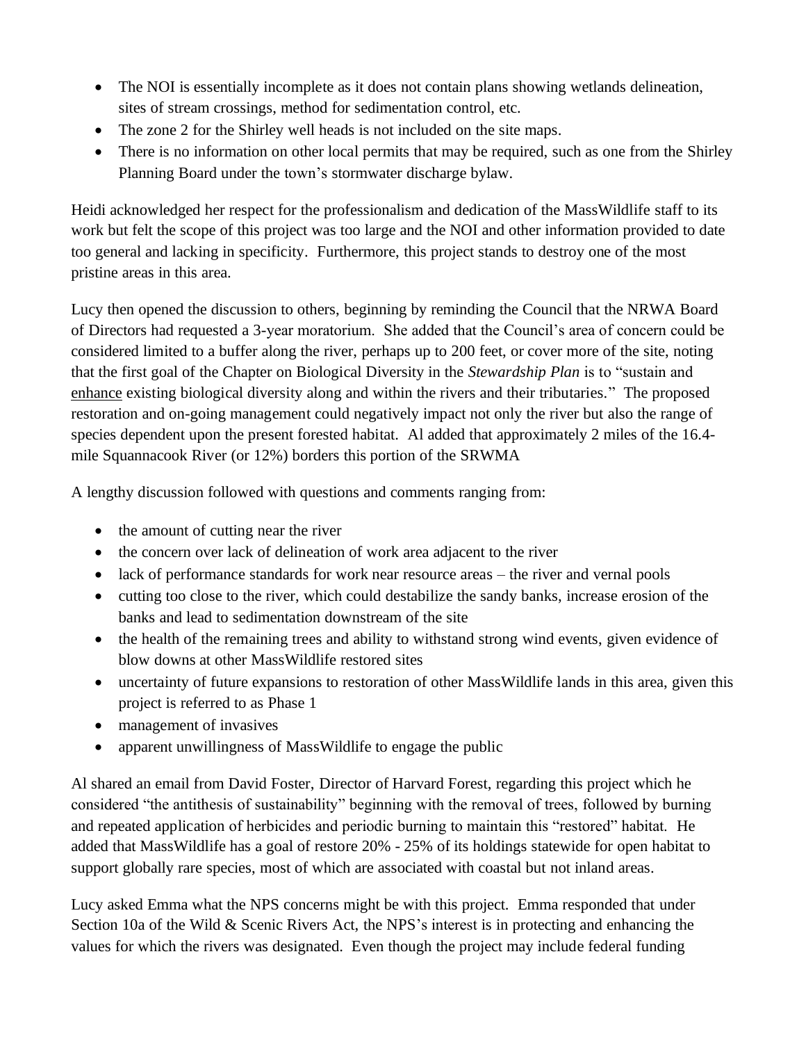- The NOI is essentially incomplete as it does not contain plans showing wetlands delineation, sites of stream crossings, method for sedimentation control, etc.
- The zone 2 for the Shirley well heads is not included on the site maps.
- There is no information on other local permits that may be required, such as one from the Shirley Planning Board under the town's stormwater discharge bylaw.

Heidi acknowledged her respect for the professionalism and dedication of the MassWildlife staff to its work but felt the scope of this project was too large and the NOI and other information provided to date too general and lacking in specificity. Furthermore, this project stands to destroy one of the most pristine areas in this area.

Lucy then opened the discussion to others, beginning by reminding the Council that the NRWA Board of Directors had requested a 3-year moratorium. She added that the Council's area of concern could be considered limited to a buffer along the river, perhaps up to 200 feet, or cover more of the site, noting that the first goal of the Chapter on Biological Diversity in the *Stewardship Plan* is to "sustain and enhance existing biological diversity along and within the rivers and their tributaries." The proposed restoration and on-going management could negatively impact not only the river but also the range of species dependent upon the present forested habitat. Al added that approximately 2 miles of the 16.4-mile Squannacook River (or 12%) borders this portion of the SRWMA

A lengthy discussion followed with questions and comments ranging from:

- the amount of cutting near the river
- the concern over lack of delineation of work area adjacent to the river
- lack of performance standards for work near resource areas – the river and vernal pools
- cutting too close to the river, which could destabilize the sandy banks, increase erosion of the banks and lead to sedimentation downstream of the site
- the health of the remaining trees and ability to withstand strong wind events, given evidence of blow downs at other MassWildlife restored sites
- uncertainty of future expansions to restoration of other MassWildlife lands in this area, given this project is referred to as Phase 1
- management of invasives
- apparent unwillingness of MassWildlife to engage the public

Al shared an email from David Foster, Director of Harvard Forest, regarding this project which he considered "the antithesis of sustainability" beginning with the removal of trees, followed by burning and repeated application of herbicides and periodic burning to maintain this "restored" habitat. He added that MassWildlife has a goal of restore 20% - 25% of its holdings statewide for open habitat to support globally rare species, most of which are associated with coastal but not inland areas.

Lucy asked Emma what the NPS concerns might be with this project. Emma responded that under Section 10a of the Wild & Scenic Rivers Act, the NPS's interest is in protecting and enhancing the values for which the rivers was designated. Even though the project may include federal funding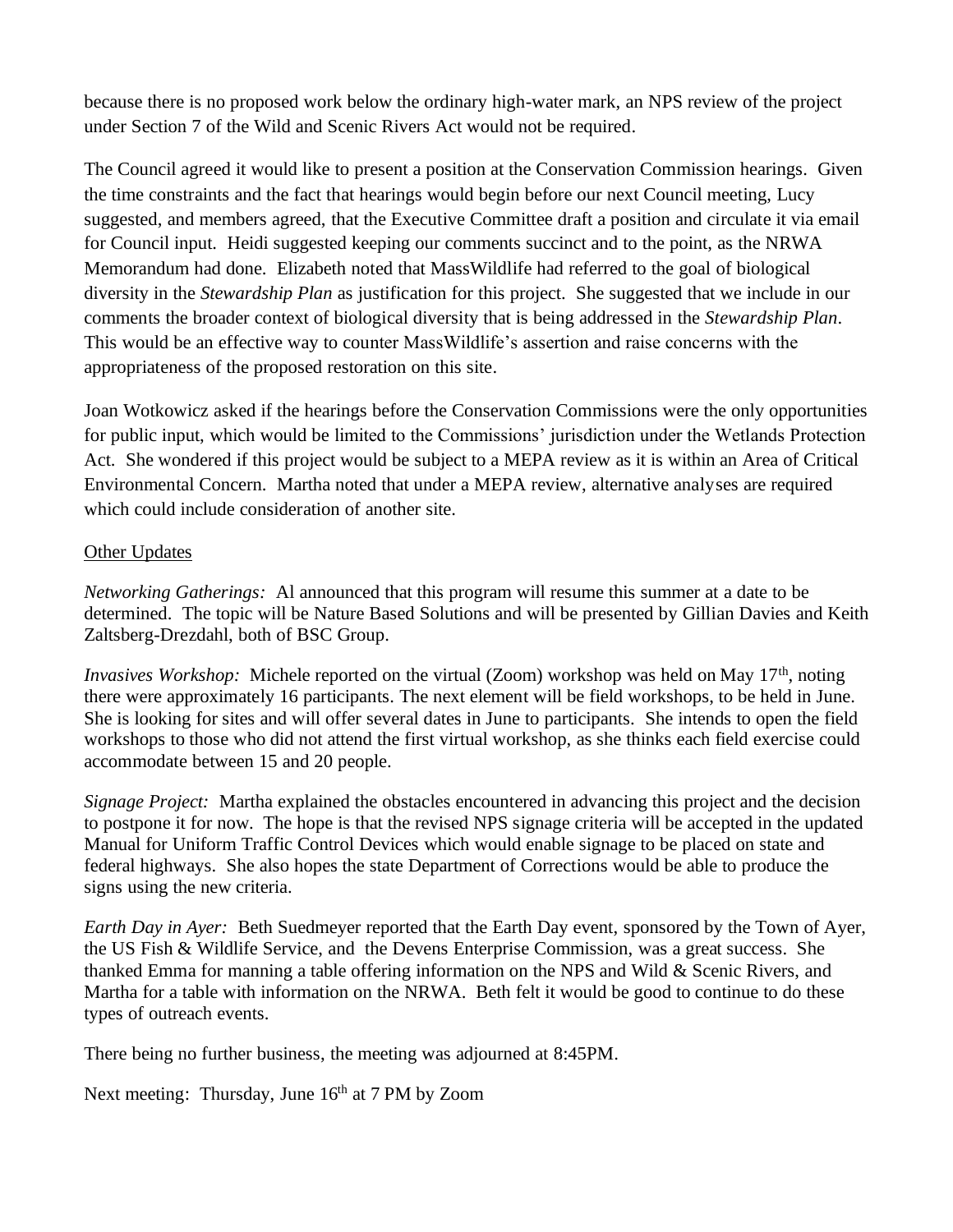because there is no proposed work below the ordinary high-water mark, an NPS review of the project under Section 7 of the Wild and Scenic Rivers Act would not be required.

The Council agreed it would like to present a position at the Conservation Commission hearings. Given the time constraints and the fact that hearings would begin before our next Council meeting, Lucy suggested, and members agreed, that the Executive Committee draft a position and circulate it via email for Council input. Heidi suggested keeping our comments succinct and to the point, as the NRWA Memorandum had done. Elizabeth noted that MassWildlife had referred to the goal of biological diversity in the *Stewardship Plan* as justification for this project. She suggested that we include in our comments the broader context of biological diversity that is being addressed in the *Stewardship Plan*. This would be an effective way to counter MassWildlife's assertion and raise concerns with the appropriateness of the proposed restoration on this site.

Joan Wotkowicz asked if the hearings before the Conservation Commissions were the only opportunities for public input, which would be limited to the Commissions' jurisdiction under the Wetlands Protection Act. She wondered if this project would be subject to a MEPA review as it is within an Area of Critical Environmental Concern. Martha noted that under a MEPA review, alternative analyses are required which could include consideration of another site.

<u>Other Updates</u>

*Networking Gatherings:* Al announced that this program will resume this summer at a date to be determined. The topic will be Nature Based Solutions and will be presented by Gillian Davies and Keith Zaltsberg-Drezdahl, both of BSC Group.

*Invasives Workshop:* Michele reported on the virtual (Zoom) workshop was held on May 17th, noting there were approximately 16 participants. The next element will be field workshops, to be held in June. She is looking for sites and will offer several dates in June to participants. She intends to open the field workshops to those who did not attend the first virtual workshop, as she thinks each field exercise could accommodate between 15 and 20 people.

*Signage Project:* Martha explained the obstacles encountered in advancing this project and the decision to postpone it for now. The hope is that the revised NPS signage criteria will be accepted in the updated Manual for Uniform Traffic Control Devices which would enable signage to be placed on state and federal highways. She also hopes the state Department of Corrections would be able to produce the signs using the new criteria.

*Earth Day in Ayer:* Beth Suedmeyer reported that the Earth Day event, sponsored by the Town of Ayer, the US Fish & Wildlife Service, and the Devens Enterprise Commission, was a great success. She thanked Emma for manning a table offering information on the NPS and Wild & Scenic Rivers, and Martha for a table with information on the NRWA. Beth felt it would be good to continue to do these types of outreach events.

There being no further business, the meeting was adjourned at 8:45PM.

Next meeting: Thursday, June 16th at 7 PM by Zoom